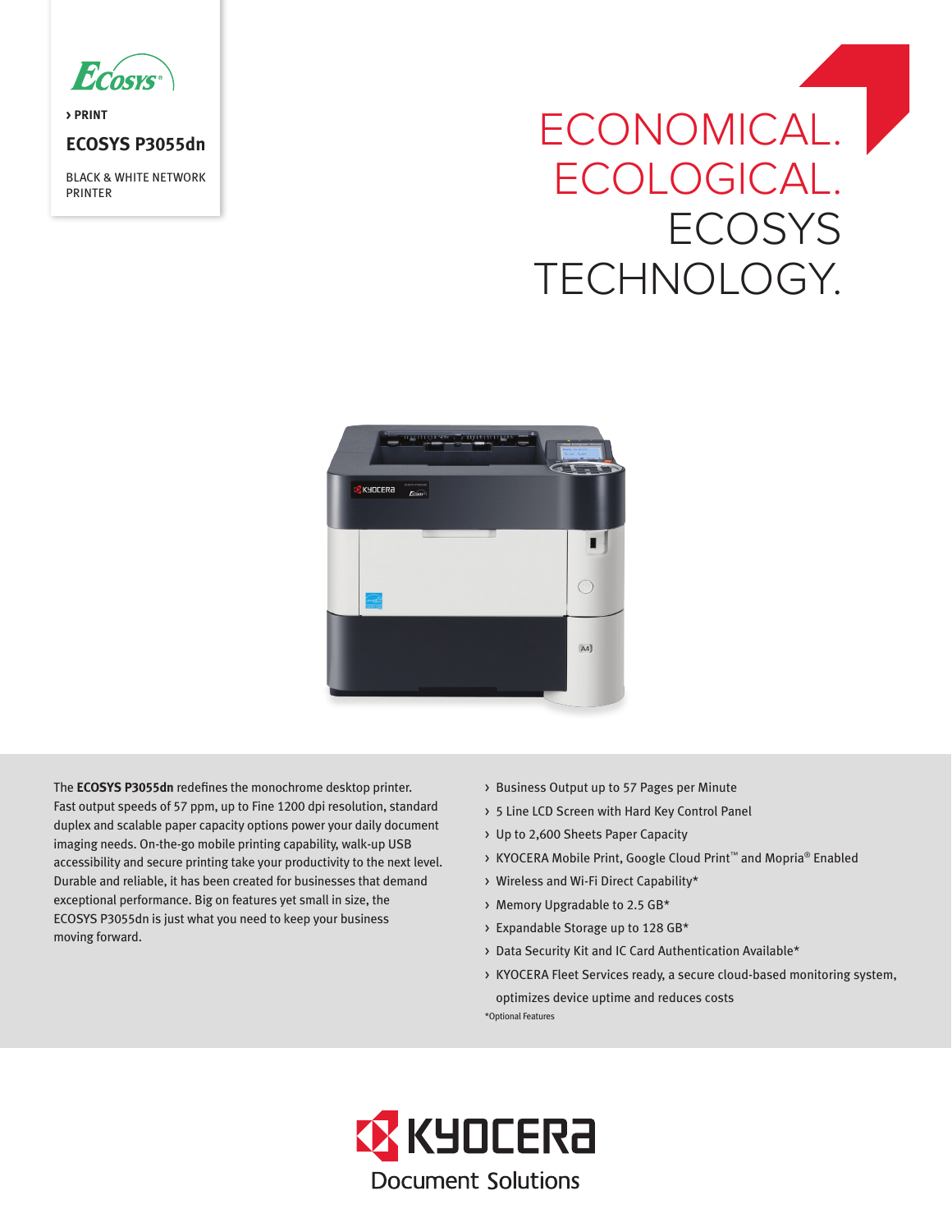> PRINT

# ECOSYS P3055dn

BLACK & WHITE NETWORK PRINTER

# ECONOMICAL. ECOLOGICAL. ECOSYS TECHNOLOGY.

The **ECOSYS P3055dn** redefines the monochrome desktop printer. Fast output speeds of 57 ppm, up to Fine 1200 dpi resolution, standard duplex and scalable paper capacity options power your daily document imaging needs. On-the-go mobile printing capability, walk-up USB accessibility and secure printing take your productivity to the next level. Durable and reliable, it has been created for businesses that demand exceptional performance. Big on features yet small in size, the ECOSYS P3055dn is just what you need to keep your business moving forward.

- Business Output up to 57 Pages per Minute
- 5 Line LCD Screen with Hard Key Control Panel
- Up to 2,600 Sheets Paper Capacity
- KYOCERA Mobile Print, Google Cloud Print™ and Mopria® Enabled
- Wireless and Wi-Fi Direct Capability*
- Memory Upgradable to 2.5 GB*
- Expandable Storage up to 128 GB*
- Data Security Kit and IC Card Authentication Available*
- KYOCERA Fleet Services ready, a secure cloud-based monitoring system, optimizes device uptime and reduces costs

*Optional Features

KYOCERA Document Solutions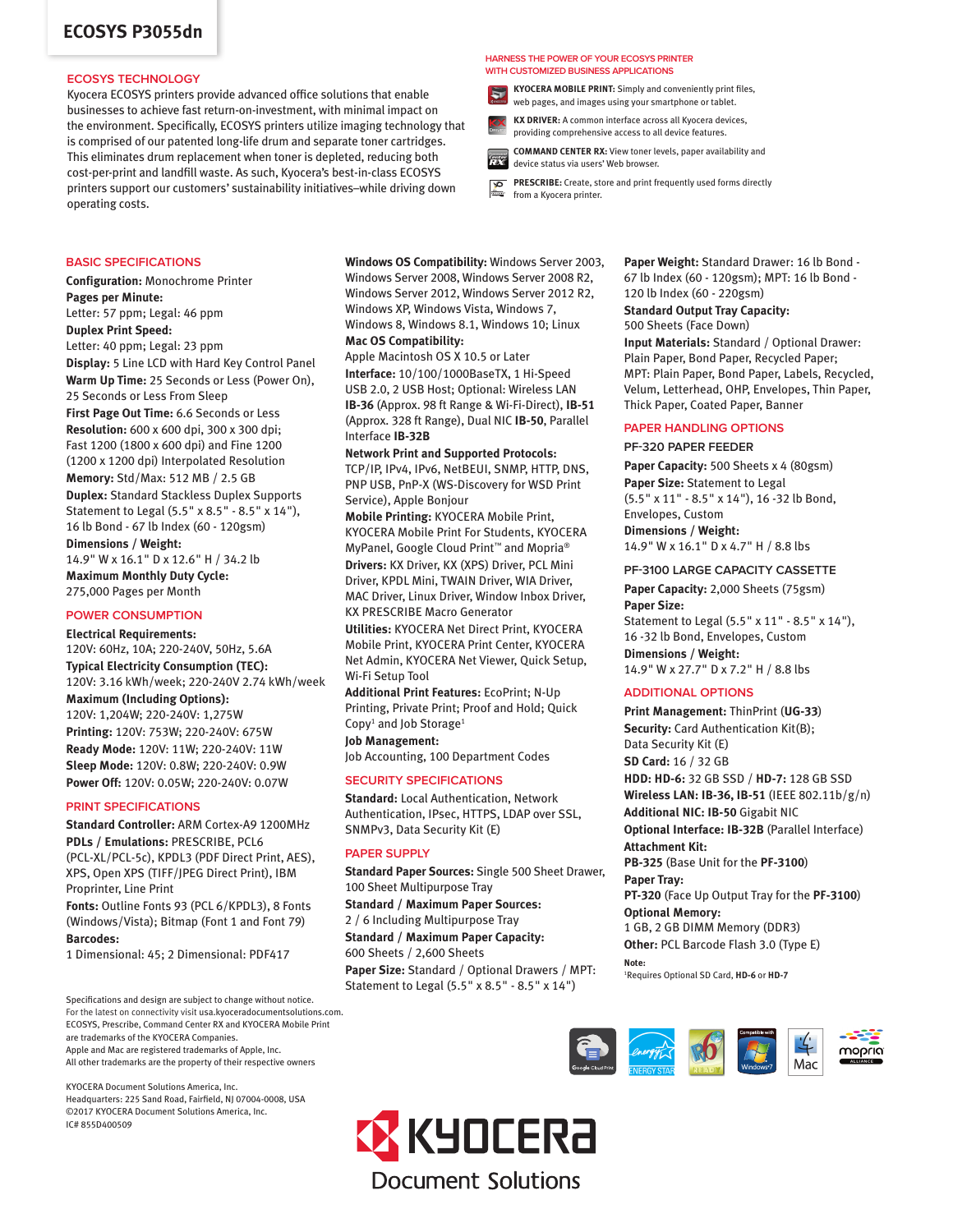# ECOSYS P3055dn

## ECOSYS TECHNOLOGY

Kyocera ECOSYS printers provide advanced office solutions that enable businesses to achieve fast return-on-investment, with minimal impact on the environment. Specifically, ECOSYS printers utilize imaging technology that is comprised of our patented long-life drum and separate toner cartridges. This eliminates drum replacement when toner is depleted, reducing both cost-per-print and landfill waste. As such, Kyocera's best-in-class ECOSYS printers support our customers' sustainability initiatives–while driving down operating costs.

## HARNESS THE POWER OF YOUR ECOSYS PRINTER WITH CUSTOMIZED BUSINESS APPLICATIONS

**KYOCERA MOBILE PRINT:** Simply and conveniently print files, web pages, and images using your smartphone or tablet.

**KX DRIVER:** A common interface across all Kyocera devices, providing comprehensive access to all device features.

**COMMAND CENTER RX:** View toner levels, paper availability and device status via users' Web browser.

**PRESCRIBE:** Create, store and print frequently used forms directly from a Kyocera printer.

## BASIC SPECIFICATIONS

**Configuration:** Monochrome Printer

**Pages per Minute:**
Letter: 57 ppm; Legal: 46 ppm

**Duplex Print Speed:**
Letter: 40 ppm; Legal: 23 ppm

**Display:** 5 Line LCD with Hard Key Control Panel

**Warm Up Time:** 25 Seconds or Less (Power On), 25 Seconds or Less From Sleep

**First Page Out Time:** 6.6 Seconds or Less

**Resolution:** 600 x 600 dpi, 300 x 300 dpi; Fast 1200 (1800 x 600 dpi) and Fine 1200 (1200 x 1200 dpi) Interpolated Resolution

**Memory:** Std/Max: 512 MB / 2.5 GB

**Duplex:** Standard Stackless Duplex Supports Statement to Legal (5.5" x 8.5" - 8.5" x 14"), 16 lb Bond - 67 lb Index (60 - 120gsm)

**Dimensions / Weight:**
14.9" W x 16.1" D x 12.6" H / 34.2 lb

**Maximum Monthly Duty Cycle:**
275,000 Pages per Month

## POWER CONSUMPTION

**Electrical Requirements:**
120V: 60Hz, 10A; 220-240V, 50Hz, 5.6A

**Typical Electricity Consumption (TEC):**
120V: 3.16 kWh/week; 220-240V 2.74 kWh/week

**Maximum (Including Options):**
120V: 1,204W; 220-240V: 1,275W

**Printing:** 120V: 753W; 220-240V: 675W

**Ready Mode:** 120V: 11W; 220-240V: 11W

**Sleep Mode:** 120V: 0.8W; 220-240V: 0.9W

**Power Off:** 120V: 0.05W; 220-240V: 0.07W

## PRINT SPECIFICATIONS

**Standard Controller:** ARM Cortex-A9 1200MHz

**PDLs / Emulations:** PRESCRIBE, PCL6 (PCL-XL/PCL-5c), KPDL3 (PDF Direct Print, AES), XPS, Open XPS (TIFF/JPEG Direct Print), IBM Proprinter, Line Print

**Fonts:** Outline Fonts 93 (PCL 6/KPDL3), 8 Fonts (Windows/Vista); Bitmap (Font 1 and Font 79)

**Barcodes:**
1 Dimensional: 45; 2 Dimensional: PDF417

**Windows OS Compatibility:** Windows Server 2003, Windows Server 2008, Windows Server 2008 R2, Windows Server 2012, Windows Server 2012 R2, Windows XP, Windows Vista, Windows 7, Windows 8, Windows 8.1, Windows 10; Linux

**Mac OS Compatibility:**
Apple Macintosh OS X 10.5 or Later

**Interface:** 10/100/1000BaseTX, 1 Hi-Speed USB 2.0, 2 USB Host; Optional: Wireless LAN **IB-36** (Approx. 98 ft Range & Wi-Fi-Direct), **IB-51** (Approx. 328 ft Range), Dual NIC **IB-50**, Parallel Interface **IB-32B**

**Network Print and Supported Protocols:**
TCP/IP, IPv4, IPv6, NetBEUI, SNMP, HTTP, DNS, PNP USB, PnP-X (WS-Discovery for WSD Print Service), Apple Bonjour

**Mobile Printing:** KYOCERA Mobile Print, KYOCERA Mobile Print For Students, KYOCERA MyPanel, Google Cloud Print™ and Mopria®

**Drivers:** KX Driver, KX (XPS) Driver, PCL Mini Driver, KPDL Mini, TWAIN Driver, WIA Driver, MAC Driver, Linux Driver, Window Inbox Driver, KX PRESCRIBE Macro Generator

**Utilities:** KYOCERA Net Direct Print, KYOCERA Mobile Print, KYOCERA Print Center, KYOCERA Net Admin, KYOCERA Net Viewer, Quick Setup, Wi-Fi Setup Tool

**Additional Print Features:** EcoPrint; N-Up Printing, Private Print; Proof and Hold; Quick Copy[1] and Job Storage[1]

**Job Management:**
Job Accounting, 100 Department Codes

## SECURITY SPECIFICATIONS

**Standard:** Local Authentication, Network Authentication, IPsec, HTTPS, LDAP over SSL, SNMPv3, Data Security Kit (E)

## PAPER SUPPLY

**Standard Paper Sources:** Single 500 Sheet Drawer, 100 Sheet Multipurpose Tray

**Standard / Maximum Paper Sources:**
2 / 6 Including Multipurpose Tray

**Standard / Maximum Paper Capacity:**
600 Sheets / 2,600 Sheets

**Paper Size:** Standard / Optional Drawers / MPT: Statement to Legal (5.5" x 8.5" - 8.5" x 14")

**Paper Weight:** Standard Drawer: 16 lb Bond - 67 lb Index (60 - 120gsm); MPT: 16 lb Bond - 120 lb Index (60 - 220gsm)

**Standard Output Tray Capacity:**
500 Sheets (Face Down)

**Input Materials:** Standard / Optional Drawer: Plain Paper, Bond Paper, Recycled Paper; MPT: Plain Paper, Bond Paper, Labels, Recycled, Velum, Letterhead, OHP, Envelopes, Thin Paper, Thick Paper, Coated Paper, Banner

## PAPER HANDLING OPTIONS

### PF-320 PAPER FEEDER

**Paper Capacity:** 500 Sheets x 4 (80gsm)

**Paper Size:** Statement to Legal (5.5" x 11" - 8.5" x 14"), 16 -32 lb Bond, Envelopes, Custom

**Dimensions / Weight:**
14.9" W x 16.1" D x 4.7" H / 8.8 lbs

### PF-3100 LARGE CAPACITY CASSETTE

**Paper Capacity:** 2,000 Sheets (75gsm)

**Paper Size:**
Statement to Legal (5.5" x 11" - 8.5" x 14"), 16 -32 lb Bond, Envelopes, Custom

**Dimensions / Weight:**
14.9" W x 27.7" D x 7.2" H / 8.8 lbs

## ADDITIONAL OPTIONS

**Print Management:** ThinPrint (**UG-33**)

**Security:** Card Authentication Kit(B); Data Security Kit (E)

**SD Card:** 16 / 32 GB

**HDD: HD-6:** 32 GB SSD / **HD-7:** 128 GB SSD

**Wireless LAN: IB-36, IB-51** (IEEE 802.11b/g/n)

**Additional NIC: IB-50** Gigabit NIC

**Optional Interface: IB-32B** (Parallel Interface)

**Attachment Kit:**
**PB-325** (Base Unit for the **PF-3100**)

**Paper Tray:**
**PT-320** (Face Up Output Tray for the **PF-3100**)

**Optional Memory:**
1 GB, 2 GB DIMM Memory (DDR3)

**Other:** PCL Barcode Flash 3.0 (Type E)

**Note:**
[1]Requires Optional SD Card, **HD-6** or **HD-7**

Specifications and design are subject to change without notice.
For the latest on connectivity visit usa.kyoceradocumentsolutions.com.
ECOSYS, Prescribe, Command Center RX and KYOCERA Mobile Print are trademarks of the KYOCERA Companies.
Apple and Mac are registered trademarks of Apple, Inc.
All other trademarks are the property of their respective owners

KYOCERA Document Solutions America, Inc.
Headquarters: 225 Sand Road, Fairfield, NJ 07004-0008, USA
©2017 KYOCERA Document Solutions America, Inc.
IC# 855D400509

KYOCERA Document Solutions